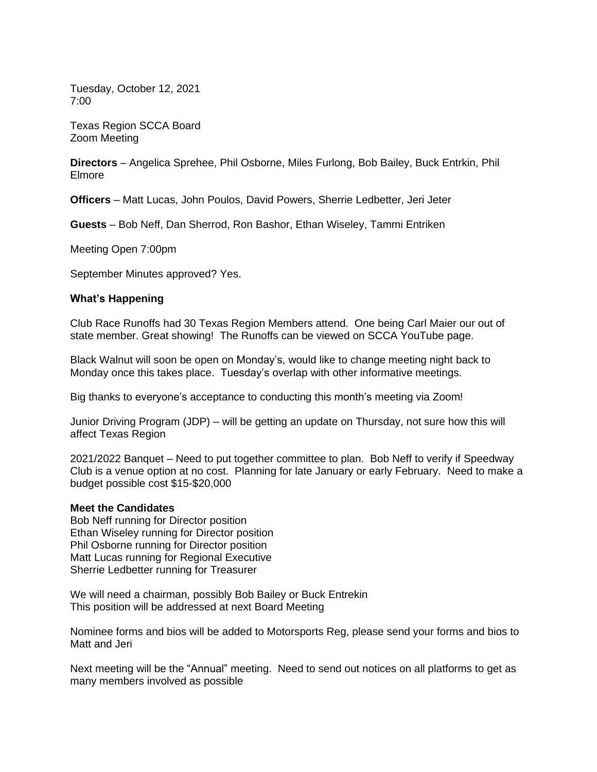Tuesday, October 12, 2021
7:00

Texas Region SCCA Board
Zoom Meeting

**Directors** – Angelica Sprehee, Phil Osborne, Miles Furlong, Bob Bailey, Buck Entrkin, Phil Elmore

**Officers** – Matt Lucas, John Poulos, David Powers, Sherrie Ledbetter, Jeri Jeter

**Guests** – Bob Neff, Dan Sherrod, Ron Bashor, Ethan Wiseley, Tammi Entriken

Meeting Open 7:00pm

September Minutes approved? Yes.

**What's Happening**

Club Race Runoffs had 30 Texas Region Members attend. One being Carl Maier our out of state member. Great showing! The Runoffs can be viewed on SCCA YouTube page.

Black Walnut will soon be open on Monday's, would like to change meeting night back to Monday once this takes place. Tuesday's overlap with other informative meetings.

Big thanks to everyone's acceptance to conducting this month's meeting via Zoom!

Junior Driving Program (JDP) – will be getting an update on Thursday, not sure how this will affect Texas Region

2021/2022 Banquet – Need to put together committee to plan. Bob Neff to verify if Speedway Club is a venue option at no cost. Planning for late January or early February. Need to make a budget possible cost $15-$20,000

**Meet the Candidates**
Bob Neff running for Director position
Ethan Wiseley running for Director position
Phil Osborne running for Director position
Matt Lucas running for Regional Executive
Sherrie Ledbetter running for Treasurer

We will need a chairman, possibly Bob Bailey or Buck Entrekin
This position will be addressed at next Board Meeting

Nominee forms and bios will be added to Motorsports Reg, please send your forms and bios to Matt and Jeri

Next meeting will be the "Annual" meeting. Need to send out notices on all platforms to get as many members involved as possible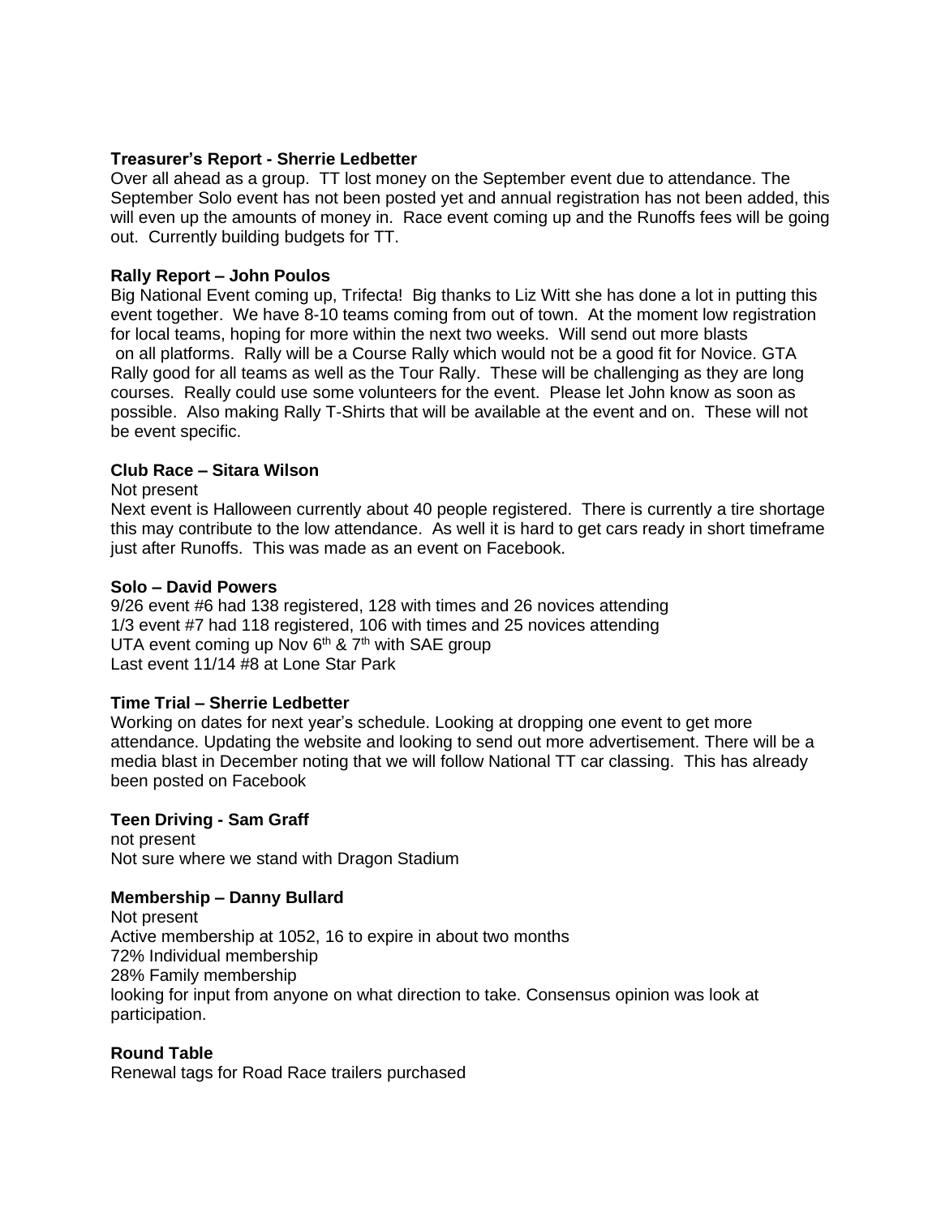**Treasurer's Report - Sherrie Ledbetter**
Over all ahead as a group. TT lost money on the September event due to attendance. The September Solo event has not been posted yet and annual registration has not been added, this will even up the amounts of money in. Race event coming up and the Runoffs fees will be going out. Currently building budgets for TT.

**Rally Report – John Poulos**
Big National Event coming up, Trifecta! Big thanks to Liz Witt she has done a lot in putting this event together. We have 8-10 teams coming from out of town. At the moment low registration for local teams, hoping for more within the next two weeks. Will send out more blasts on all platforms. Rally will be a Course Rally which would not be a good fit for Novice. GTA Rally good for all teams as well as the Tour Rally. These will be challenging as they are long courses. Really could use some volunteers for the event. Please let John know as soon as possible. Also making Rally T-Shirts that will be available at the event and on. These will not be event specific.

**Club Race – Sitara Wilson**
Not present
Next event is Halloween currently about 40 people registered. There is currently a tire shortage this may contribute to the low attendance. As well it is hard to get cars ready in short timeframe just after Runoffs. This was made as an event on Facebook.

**Solo – David Powers**
9/26 event #6 had 138 registered, 128 with times and 26 novices attending
1/3 event #7 had 118 registered, 106 with times and 25 novices attending
UTA event coming up Nov 6th & 7th with SAE group
Last event 11/14 #8 at Lone Star Park

**Time Trial – Sherrie Ledbetter**
Working on dates for next year's schedule. Looking at dropping one event to get more attendance. Updating the website and looking to send out more advertisement. There will be a media blast in December noting that we will follow National TT car classing. This has already been posted on Facebook

**Teen Driving - Sam Graff**
not present
Not sure where we stand with Dragon Stadium

**Membership – Danny Bullard**
Not present
Active membership at 1052, 16 to expire in about two months
72% Individual membership
28% Family membership
looking for input from anyone on what direction to take. Consensus opinion was look at participation.

**Round Table**
Renewal tags for Road Race trailers purchased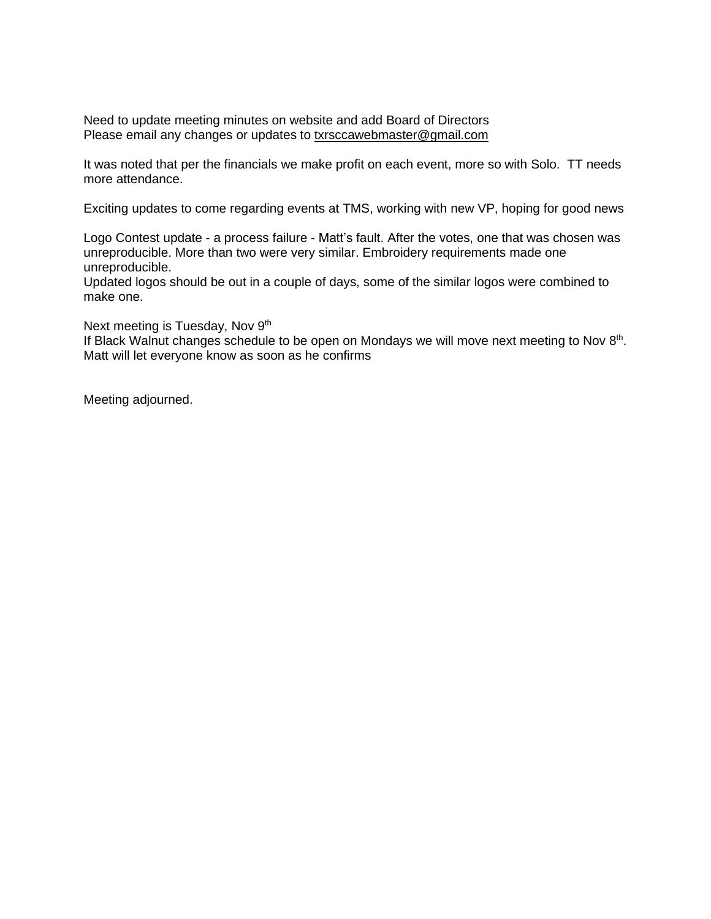Need to update meeting minutes on website and add Board of Directors
Please email any changes or updates to txrsccawebmaster@gmail.com

It was noted that per the financials we make profit on each event, more so with Solo. TT needs more attendance.

Exciting updates to come regarding events at TMS, working with new VP, hoping for good news

Logo Contest update - a process failure - Matt's fault. After the votes, one that was chosen was unreproducible. More than two were very similar. Embroidery requirements made one unreproducible.
Updated logos should be out in a couple of days, some of the similar logos were combined to make one.

Next meeting is Tuesday, Nov 9th
If Black Walnut changes schedule to be open on Mondays we will move next meeting to Nov 8th. Matt will let everyone know as soon as he confirms

Meeting adjourned.